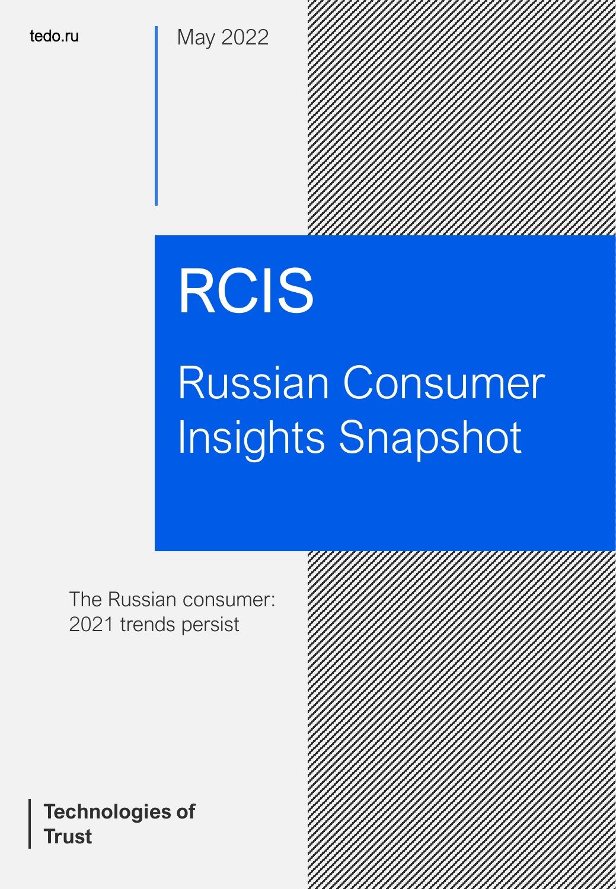tedo.ru

May 2022

# RCIS

## Russian Consumer Insights Snapshot

The Russian consumer: 2021 trends persist

**Technologies of Trust**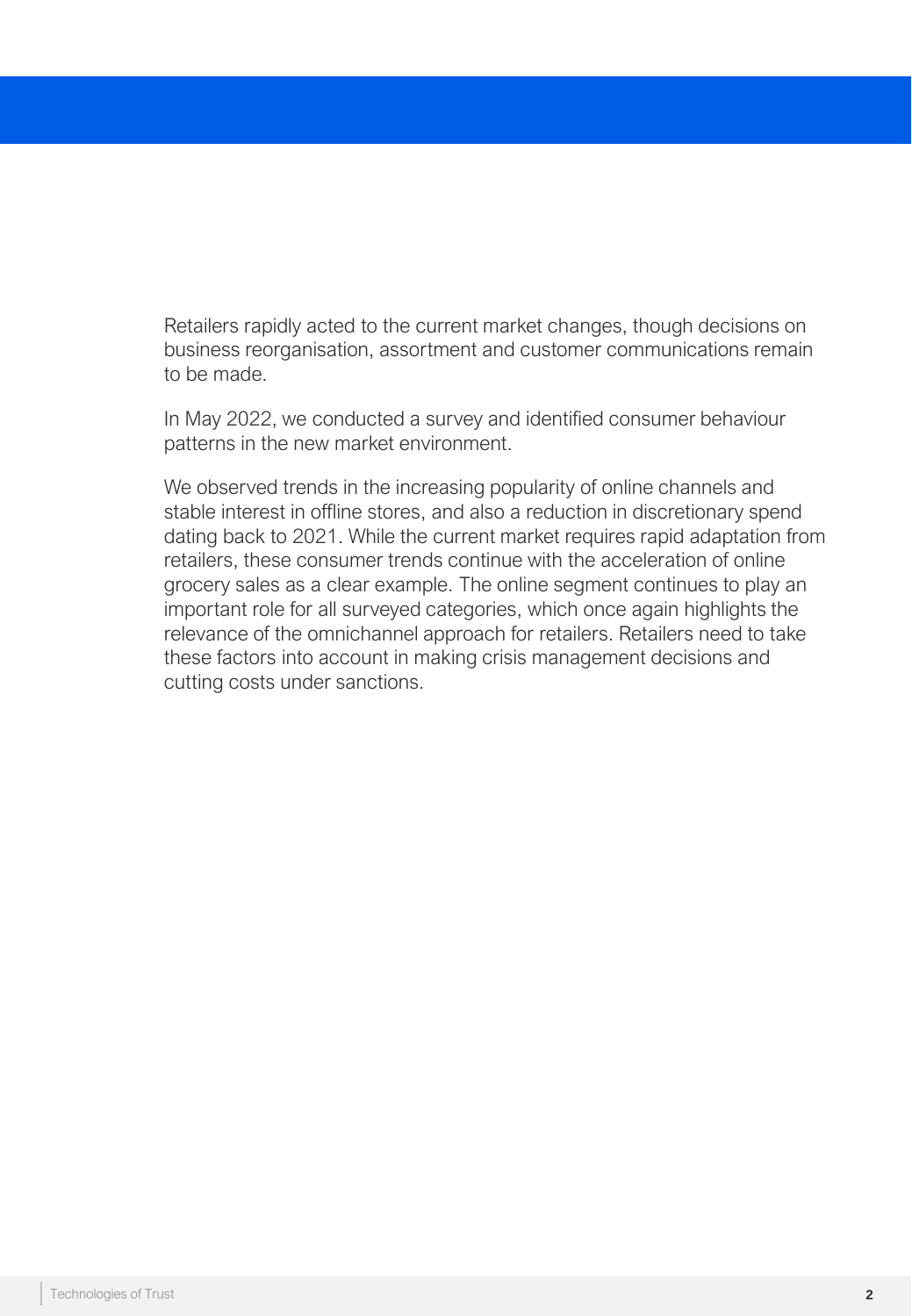Retailers rapidly acted to the current market changes, though decisions on business reorganisation, assortment and customer communications remain to be made.

In May 2022, we conducted a survey and identified consumer behaviour patterns in the new market environment.

We observed trends in the increasing popularity of online channels and stable interest in offline stores, and also a reduction in discretionary spend dating back to 2021. While the current market requires rapid adaptation from retailers, these consumer trends continue with the acceleration of online grocery sales as a clear example. The online segment continues to play an important role for all surveyed categories, which once again highlights the relevance of the omnichannel approach for retailers. Retailers need to take these factors into account in making crisis management decisions and cutting costs under sanctions.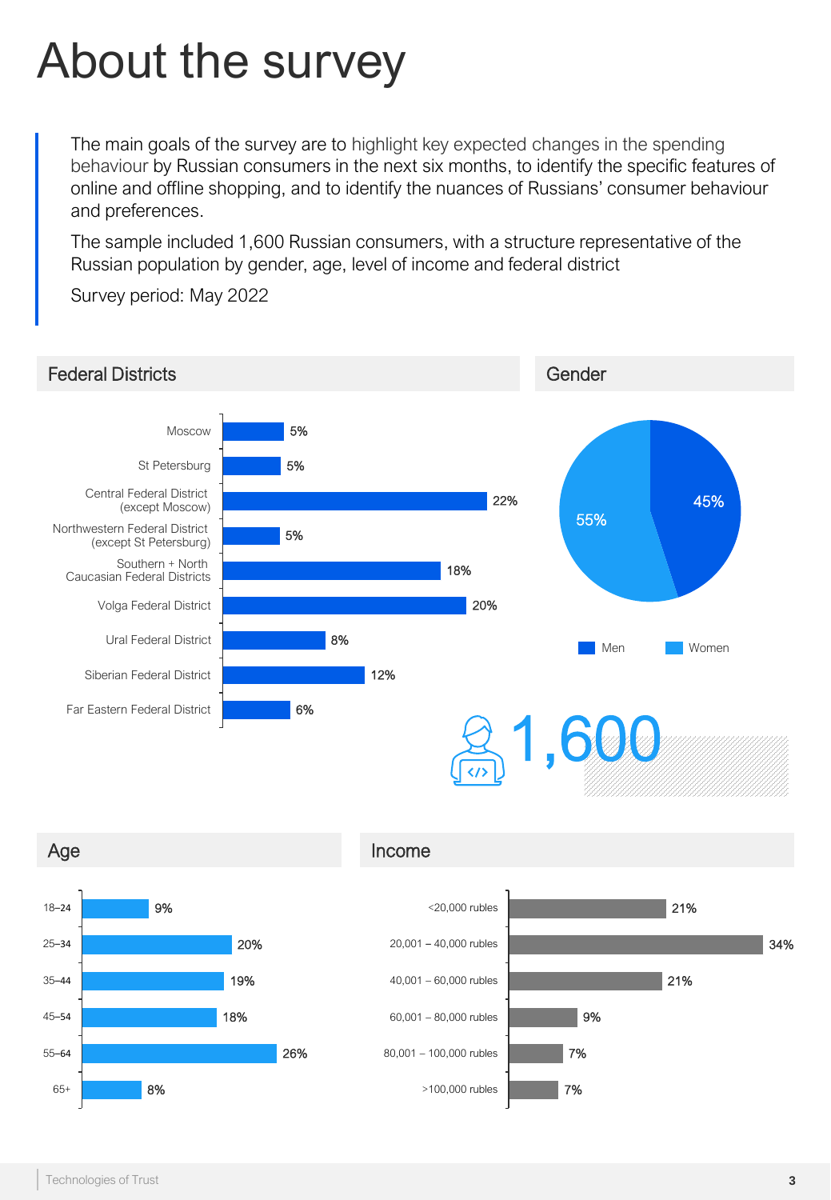# About the survey

The main goals of the survey are to highlight key expected changes in the spending behaviour by Russian consumers in the next six months, to identify the specific features of online and offline shopping, and to identify the nuances of Russians' consumer behaviour and preferences.

The sample included 1,600 Russian consumers, with a structure representative of the Russian population by gender, age, level of income and federal district

Survey period: May 2022

## Federal Districts

| Federal District | Share |
|---|---|
| Moscow | 5% |
| St Petersburg | 5% |
| Central Federal District (except Moscow) | 22% |
| Northwestern Federal District (except St Petersburg) | 5% |
| Southern + North Caucasian Federal Districts | 18% |
| Volga Federal District | 20% |
| Ural Federal District | 8% |
| Siberian Federal District | 12% |
| Far Eastern Federal District | 6% |

## Gender

| Gender | Share |
|---|---|
| Men | 45% |
| Women | 55% |

1,600

## Age

| Age | Share |
|---|---|
| 18–24 | 9% |
| 25–34 | 20% |
| 35–44 | 19% |
| 45–54 | 18% |
| 55–64 | 26% |
| 65+ | 8% |

## Income

| Income | Share |
|---|---|
| <20,000 rubles | 21% |
| 20,001 – 40,000 rubles | 34% |
| 40,001 – 60,000 rubles | 21% |
| 60,001 – 80,000 rubles | 9% |
| 80,001 – 100,000 rubles | 7% |
| >100,000 rubles | 7% |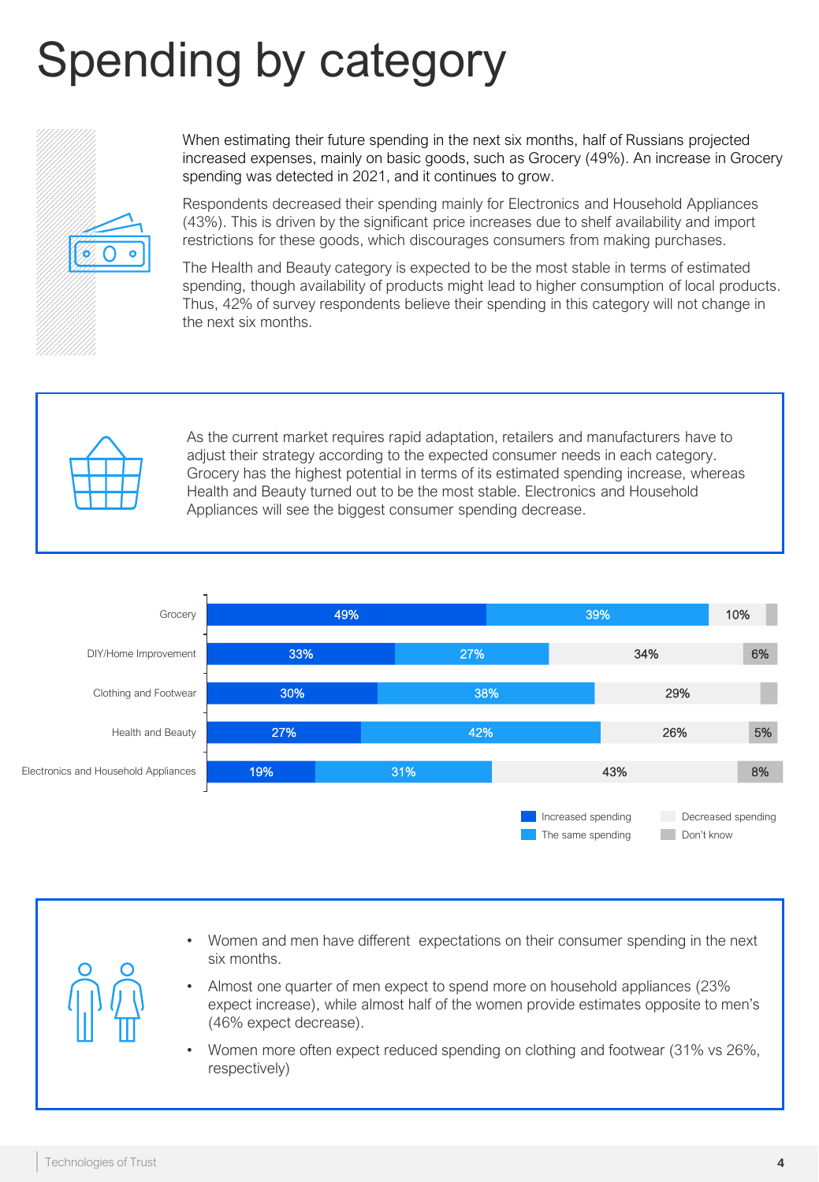# Spending by category

When estimating their future spending in the next six months, half of Russians projected increased expenses, mainly on basic goods, such as Grocery (49%). An increase in Grocery spending was detected in 2021, and it continues to grow.

Respondents decreased their spending mainly for Electronics and Household Appliances (43%). This is driven by the significant price increases due to shelf availability and import restrictions for these goods, which discourages consumers from making purchases.

The Health and Beauty category is expected to be the most stable in terms of estimated spending, though availability of products might lead to higher consumption of local products. Thus, 42% of survey respondents believe their spending in this category will not change in the next six months.

As the current market requires rapid adaptation, retailers and manufacturers have to adjust their strategy according to the expected consumer needs in each category. Grocery has the highest potential in terms of its estimated spending increase, whereas Health and Beauty turned out to be the most stable. Electronics and Household Appliances will see the biggest consumer spending decrease.

| Category | Increased spending | The same spending | Decreased spending | Don't know |
|---|---|---|---|---|
| Grocery | 49% | 39% | 10% | |
| DIY/Home Improvement | 33% | 27% | 34% | 6% |
| Clothing and Footwear | 30% | 38% | 29% | |
| Health and Beauty | 27% | 42% | 26% | 5% |
| Electronics and Household Appliances | 19% | 31% | 43% | 8% |

- Women and men have different expectations on their consumer spending in the next six months.
- Almost one quarter of men expect to spend more on household appliances (23% expect increase), while almost half of the women provide estimates opposite to men's (46% expect decrease).
- Women more often expect reduced spending on clothing and footwear (31% vs 26%, respectively)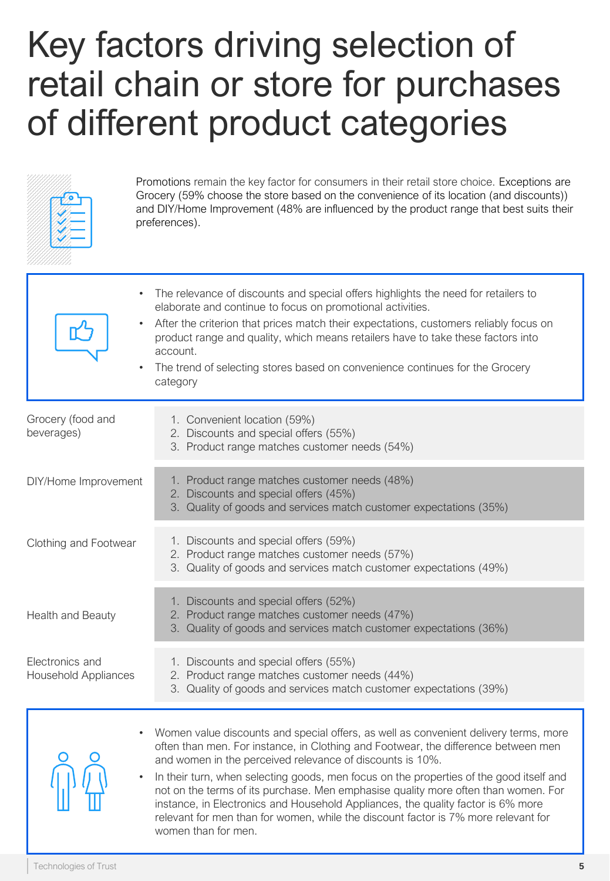# Key factors driving selection of retail chain or store for purchases of different product categories

Promotions remain the key factor for consumers in their retail store choice. Exceptions are Grocery (59% choose the store based on the convenience of its location (and discounts)) and DIY/Home Improvement (48% are influenced by the product range that best suits their preferences).

- The relevance of discounts and special offers highlights the need for retailers to elaborate and continue to focus on promotional activities.
- After the criterion that prices match their expectations, customers reliably focus on product range and quality, which means retailers have to take these factors into account.
- The trend of selecting stores based on convenience continues for the Grocery category

| Category | Key factors |
|---|---|
| Grocery (food and beverages) | 1. Convenient location (59%)<br>2. Discounts and special offers (55%)<br>3. Product range matches customer needs (54%) |
| DIY/Home Improvement | 1. Product range matches customer needs (48%)<br>2. Discounts and special offers (45%)<br>3. Quality of goods and services match customer expectations (35%) |
| Clothing and Footwear | 1. Discounts and special offers (59%)<br>2. Product range matches customer needs (57%)<br>3. Quality of goods and services match customer expectations (49%) |
| Health and Beauty | 1. Discounts and special offers (52%)<br>2. Product range matches customer needs (47%)<br>3. Quality of goods and services match customer expectations (36%) |
| Electronics and Household Appliances | 1. Discounts and special offers (55%)<br>2. Product range matches customer needs (44%)<br>3. Quality of goods and services match customer expectations (39%) |

- Women value discounts and special offers, as well as convenient delivery terms, more often than men. For instance, in Clothing and Footwear, the difference between men and women in the perceived relevance of discounts is 10%.
- In their turn, when selecting goods, men focus on the properties of the good itself and not on the terms of its purchase. Men emphasise quality more often than women. For instance, in Electronics and Household Appliances, the quality factor is 6% more relevant for men than for women, while the discount factor is 7% more relevant for women than for men.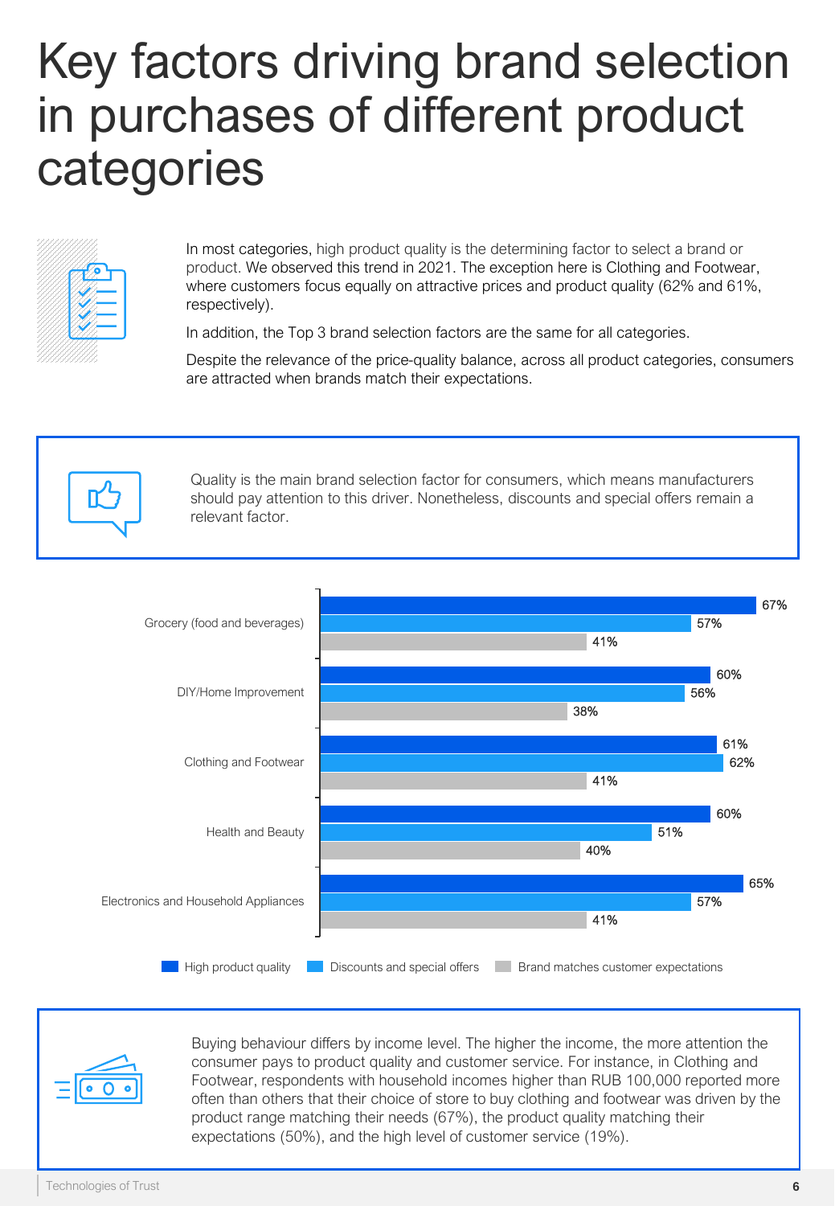# Key factors driving brand selection in purchases of different product categories

In most categories, high product quality is the determining factor to select a brand or product. We observed this trend in 2021. The exception here is Clothing and Footwear, where customers focus equally on attractive prices and product quality (62% and 61%, respectively).

In addition, the Top 3 brand selection factors are the same for all categories.

Despite the relevance of the price-quality balance, across all product categories, consumers are attracted when brands match their expectations.

Quality is the main brand selection factor for consumers, which means manufacturers should pay attention to this driver. Nonetheless, discounts and special offers remain a relevant factor.

| Category | High product quality | Discounts and special offers | Brand matches customer expectations |
|---|---|---|---|
| Grocery (food and beverages) | 67% | 57% | 41% |
| DIY/Home Improvement | 60% | 56% | 38% |
| Clothing and Footwear | 61% | 62% | 41% |
| Health and Beauty | 60% | 51% | 40% |
| Electronics and Household Appliances | 65% | 57% | 41% |

Buying behaviour differs by income level. The higher the income, the more attention the consumer pays to product quality and customer service. For instance, in Clothing and Footwear, respondents with household incomes higher than RUB 100,000 reported more often than others that their choice of store to buy clothing and footwear was driven by the product range matching their needs (67%), the product quality matching their expectations (50%), and the high level of customer service (19%).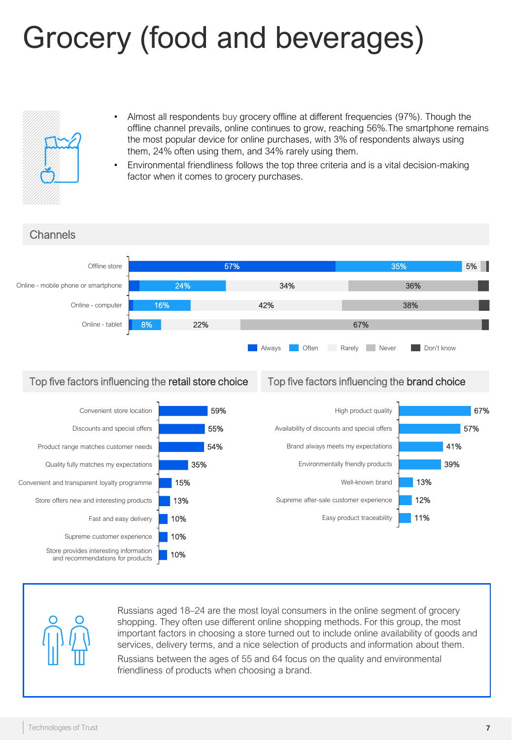# Grocery (food and beverages)

- Almost all respondents buy grocery offline at different frequencies (97%). Though the offline channel prevails, online continues to grow, reaching 56%.The smartphone remains the most popular device for online purchases, with 3% of respondents always using them, 24% often using them, and 34% rarely using them.
- Environmental friendliness follows the top three criteria and is a vital decision-making factor when it comes to grocery purchases.

## Channels

| | Always | Often | Rarely | Never | Don't know |
|---|---|---|---|---|---|
| Offline store | 57% | 35% | 5% | | |
| Online - mobile phone or smartphone | | 24% | 34% | 36% | |
| Online - computer | | 16% | 42% | 38% | |
| Online - tablet | | 8% | 22% | 67% | |

## Top five factors influencing the retail store choice

| Factor | % |
|---|---|
| Convenient store location | 59% |
| Discounts and special offers | 55% |
| Product range matches customer needs | 54% |
| Quality fully matches my expectations | 35% |
| Convenient and transparent loyalty programme | 15% |
| Store offers new and interesting products | 13% |
| Fast and easy delivery | 10% |
| Supreme customer experience | 10% |
| Store provides interesting information and recommendations for products | 10% |

## Top five factors influencing the brand choice

| Factor | % |
|---|---|
| High product quality | 67% |
| Availability of discounts and special offers | 57% |
| Brand always meets my expectations | 41% |
| Environmentally friendly products | 39% |
| Well-known brand | 13% |
| Supreme after-sale customer experience | 12% |
| Easy product traceability | 11% |

Russians aged 18–24 are the most loyal consumers in the online segment of grocery shopping. They often use different online shopping methods. For this group, the most important factors in choosing a store turned out to include online availability of goods and services, delivery terms, and a nice selection of products and information about them.

Russians between the ages of 55 and 64 focus on the quality and environmental friendliness of products when choosing a brand.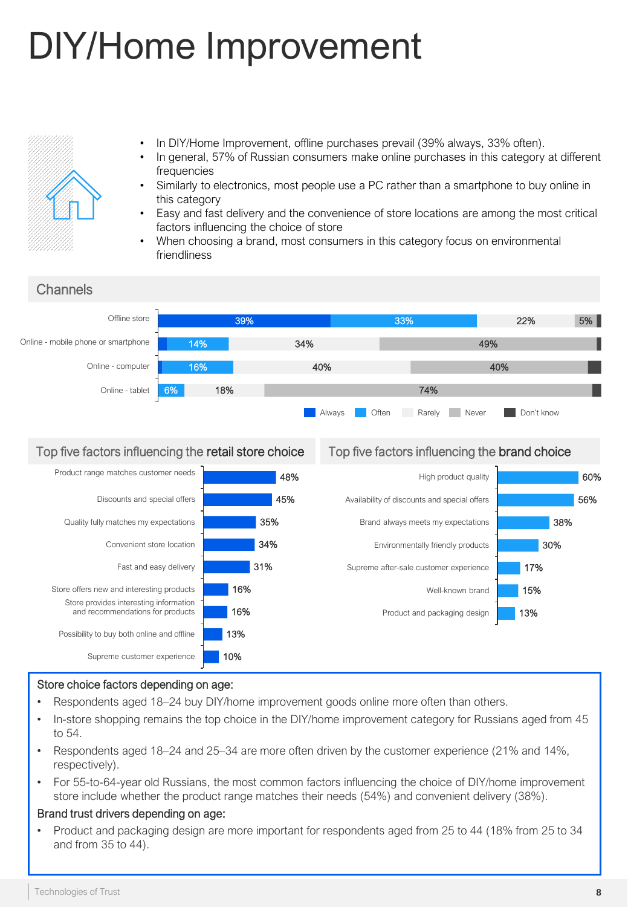# DIY/Home Improvement

- In DIY/Home Improvement, offline purchases prevail (39% always, 33% often).
- In general, 57% of Russian consumers make online purchases in this category at different frequencies
- Similarly to electronics, most people use a PC rather than a smartphone to buy online in this category
- Easy and fast delivery and the convenience of store locations are among the most critical factors influencing the choice of store
- When choosing a brand, most consumers in this category focus on environmental friendliness

## Channels

| Channel | Always | Often | Rarely | Never | Don't know |
|---|---|---|---|---|---|
| Offline store | 39% | 33% | 22% | 5% | |
| Online - mobile phone or smartphone | | 14% | 34% | 49% | |
| Online - computer | | 16% | 40% | 40% | |
| Online - tablet | | 6% | 18% | 74% | |

## Top five factors influencing the retail store choice

| Factor | % |
|---|---|
| Product range matches customer needs | 48% |
| Discounts and special offers | 45% |
| Quality fully matches my expectations | 35% |
| Convenient store location | 34% |
| Fast and easy delivery | 31% |
| Store offers new and interesting products | 16% |
| Store provides interesting information and recommendations for products | 16% |
| Possibility to buy both online and offline | 13% |
| Supreme customer experience | 10% |

## Top five factors influencing the brand choice

| Factor | % |
|---|---|
| High product quality | 60% |
| Availability of discounts and special offers | 56% |
| Brand always meets my expectations | 38% |
| Environmentally friendly products | 30% |
| Supreme after-sale customer experience | 17% |
| Well-known brand | 15% |
| Product and packaging design | 13% |

Store choice factors depending on age:

- Respondents aged 18–24 buy DIY/home improvement goods online more often than others.
- In-store shopping remains the top choice in the DIY/home improvement category for Russians aged from 45 to 54.
- Respondents aged 18–24 and 25–34 are more often driven by the customer experience (21% and 14%, respectively).
- For 55-to-64-year old Russians, the most common factors influencing the choice of DIY/home improvement store include whether the product range matches their needs (54%) and convenient delivery (38%).

Brand trust drivers depending on age:

- Product and packaging design are more important for respondents aged from 25 to 44 (18% from 25 to 34 and from 35 to 44).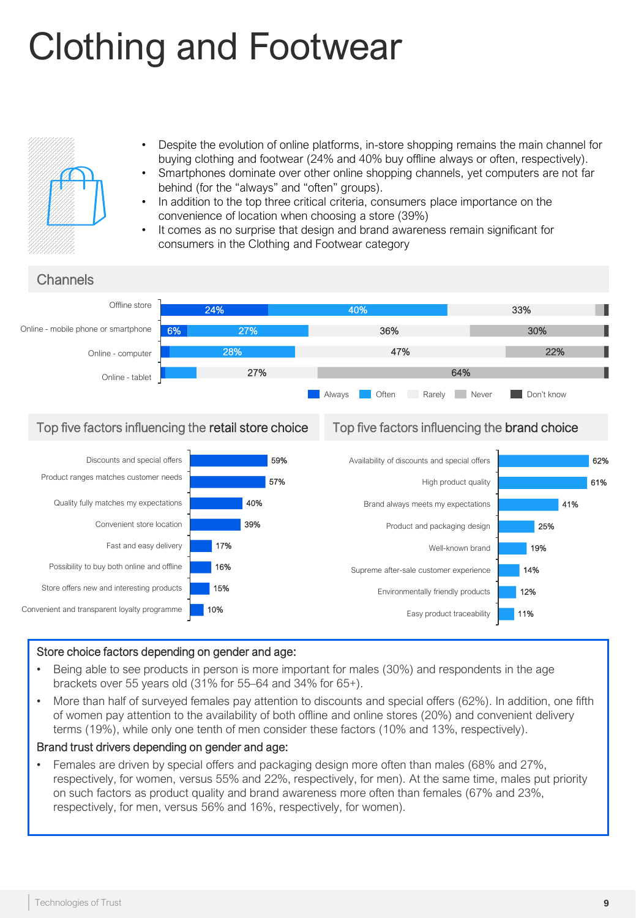# Clothing and Footwear

- Despite the evolution of online platforms, in-store shopping remains the main channel for buying clothing and footwear (24% and 40% buy offline always or often, respectively).
- Smartphones dominate over other online shopping channels, yet computers are not far behind (for the "always" and "often" groups).
- In addition to the top three critical criteria, consumers place importance on the convenience of location when choosing a store (39%)
- It comes as no surprise that design and brand awareness remain significant for consumers in the Clothing and Footwear category

## Channels

| Channel | Always | Often | Rarely | Never | Don't know |
|---|---|---|---|---|---|
| Offline store | 24% | 40% | 33% | | |
| Online - mobile phone or smartphone | 6% | 27% | 36% | 30% | |
| Online - computer | | 28% | 47% | 22% | |
| Online - tablet | | | 27% | 64% | |

## Top five factors influencing the retail store choice

| Factor | % |
|---|---|
| Discounts and special offers | 59% |
| Product ranges matches customer needs | 57% |
| Quality fully matches my expectations | 40% |
| Convenient store location | 39% |
| Fast and easy delivery | 17% |
| Possibility to buy both online and offline | 16% |
| Store offers new and interesting products | 15% |
| Convenient and transparent loyalty programme | 10% |

## Top five factors influencing the brand choice

| Factor | % |
|---|---|
| Availability of discounts and special offers | 62% |
| High product quality | 61% |
| Brand always meets my expectations | 41% |
| Product and packaging design | 25% |
| Well-known brand | 19% |
| Supreme after-sale customer experience | 14% |
| Environmentally friendly products | 12% |
| Easy product traceability | 11% |

### Store choice factors depending on gender and age:

- Being able to see products in person is more important for males (30%) and respondents in the age brackets over 55 years old (31% for 55–64 and 34% for 65+).
- More than half of surveyed females pay attention to discounts and special offers (62%). In addition, one fifth of women pay attention to the availability of both offline and online stores (20%) and convenient delivery terms (19%), while only one tenth of men consider these factors (10% and 13%, respectively).

### Brand trust drivers depending on gender and age:

- Females are driven by special offers and packaging design more often than males (68% and 27%, respectively, for women, versus 55% and 22%, respectively, for men). At the same time, males put priority on such factors as product quality and brand awareness more often than females (67% and 23%, respectively, for men, versus 56% and 16%, respectively, for women).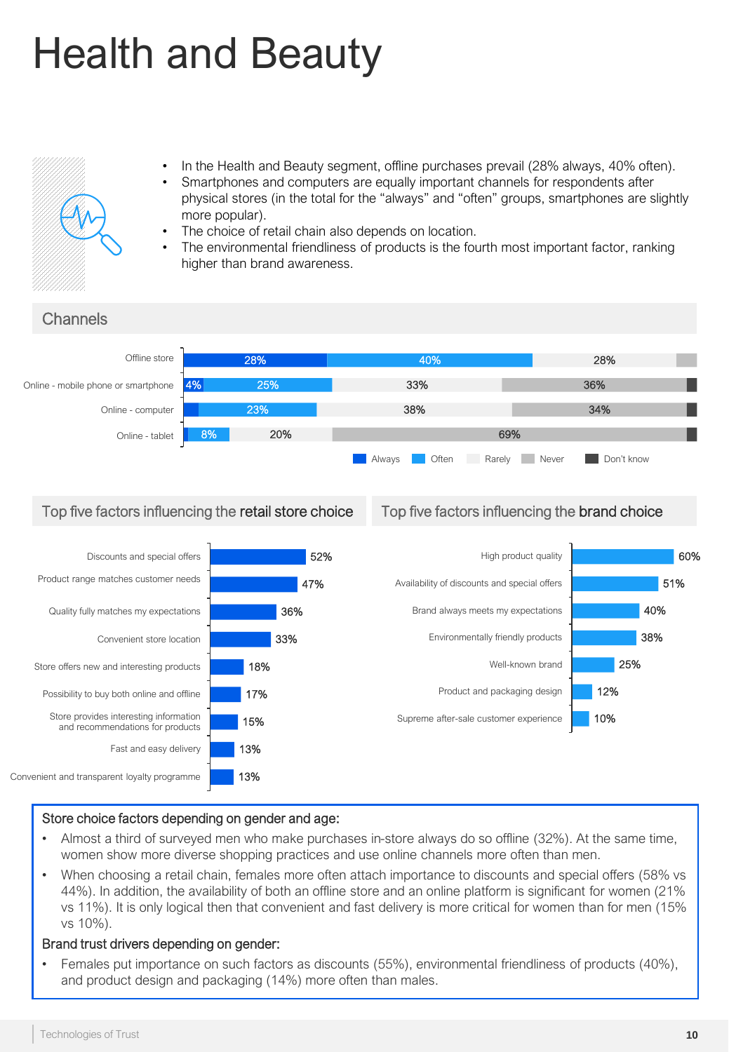# Health and Beauty

- In the Health and Beauty segment, offline purchases prevail (28% always, 40% often).
- Smartphones and computers are equally important channels for respondents after physical stores (in the total for the "always" and "often" groups, smartphones are slightly more popular).
- The choice of retail chain also depends on location.
- The environmental friendliness of products is the fourth most important factor, ranking higher than brand awareness.

## Channels

| | Always | Often | Rarely | Never | Don't know |
|---|---|---|---|---|---|
| Offline store | 28% | 40% | 28% | | |
| Online - mobile phone or smartphone | 4% | 25% | 33% | 36% | |
| Online - computer | | 23% | 38% | 34% | |
| Online - tablet | | 8% | 20% | 69% | |

## Top five factors influencing the retail store choice

| Factor | % |
|---|---|
| Discounts and special offers | 52% |
| Product range matches customer needs | 47% |
| Quality fully matches my expectations | 36% |
| Convenient store location | 33% |
| Store offers new and interesting products | 18% |
| Possibility to buy both online and offline | 17% |
| Store provides interesting information and recommendations for products | 15% |
| Fast and easy delivery | 13% |
| Convenient and transparent loyalty programme | 13% |

## Top five factors influencing the brand choice

| Factor | % |
|---|---|
| High product quality | 60% |
| Availability of discounts and special offers | 51% |
| Brand always meets my expectations | 40% |
| Environmentally friendly products | 38% |
| Well-known brand | 25% |
| Product and packaging design | 12% |
| Supreme after-sale customer experience | 10% |

### Store choice factors depending on gender and age:

- Almost a third of surveyed men who make purchases in-store always do so offline (32%). At the same time, women show more diverse shopping practices and use online channels more often than men.
- When choosing a retail chain, females more often attach importance to discounts and special offers (58% vs 44%). In addition, the availability of both an offline store and an online platform is significant for women (21% vs 11%). It is only logical then that convenient and fast delivery is more critical for women than for men (15% vs 10%).

### Brand trust drivers depending on gender:

- Females put importance on such factors as discounts (55%), environmental friendliness of products (40%), and product design and packaging (14%) more often than males.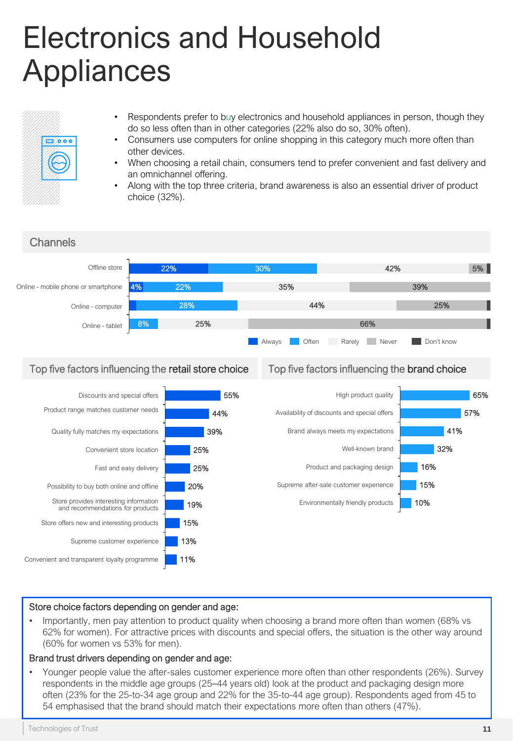# Electronics and Household Appliances

- Respondents prefer to buy electronics and household appliances in person, though they do so less often than in other categories (22% also do so, 30% often).
- Consumers use computers for online shopping in this category much more often than other devices.
- When choosing a retail chain, consumers tend to prefer convenient and fast delivery and an omnichannel offering.
- Along with the top three criteria, brand awareness is also an essential driver of product choice (32%).

## Channels

| Channel | Always | Often | Rarely | Never | Don't know |
|---|---|---|---|---|---|
| Offline store | 22% | 30% | 42% | 5% | |
| Online - mobile phone or smartphone | 4% | 22% | 35% | 39% | |
| Online - computer | | 28% | 44% | 25% | |
| Online - tablet | | 8% | 25% | 66% | |

## Top five factors influencing the retail store choice

| Factor | % |
|---|---|
| Discounts and special offers | 55% |
| Product range matches customer needs | 44% |
| Quality fully matches my expectations | 39% |
| Convenient store location | 25% |
| Fast and easy delivery | 25% |
| Possibility to buy both online and offline | 20% |
| Store provides interesting information and recommendations for products | 19% |
| Store offers new and interesting products | 15% |
| Supreme customer experience | 13% |
| Convenient and transparent loyalty programme | 11% |

## Top five factors influencing the brand choice

| Factor | % |
|---|---|
| High product quality | 65% |
| Availability of discounts and special offers | 57% |
| Brand always meets my expectations | 41% |
| Well-known brand | 32% |
| Product and packaging design | 16% |
| Supreme after-sale customer experience | 15% |
| Environmentally friendly products | 10% |

### Store choice factors depending on gender and age:

- Importantly, men pay attention to product quality when choosing a brand more often than women (68% vs 62% for women). For attractive prices with discounts and special offers, the situation is the other way around (60% for women vs 53% for men).

### Brand trust drivers depending on gender and age:

- Younger people value the after-sales customer experience more often than other respondents (26%). Survey respondents in the middle age groups (25–44 years old) look at the product and packaging design more often (23% for the 25-to-34 age group and 22% for the 35-to-44 age group). Respondents aged from 45 to 54 emphasised that the brand should match their expectations more often than others (47%).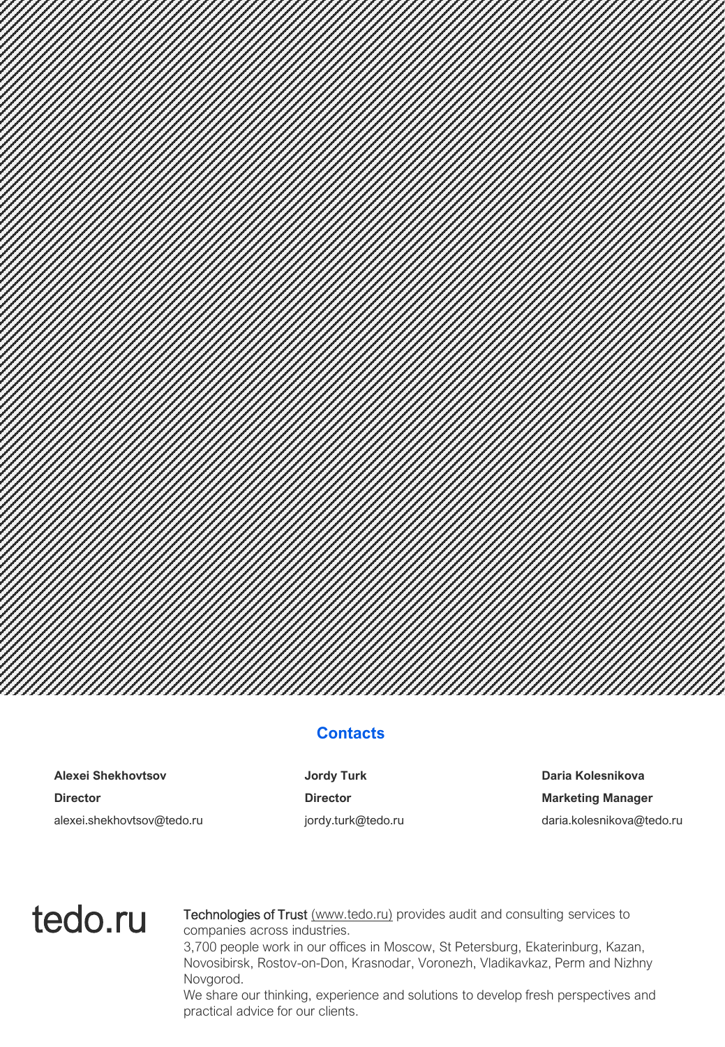## Contacts

**Alexei Shekhovtsov**

**Director**

alexei.shekhovtsov@tedo.ru

**Jordy Turk**

**Director**

jordy.turk@tedo.ru

**Daria Kolesnikova**

**Marketing Manager**

daria.kolesnikova@tedo.ru

tedo.ru

Technologies of Trust (www.tedo.ru) provides audit and consulting services to companies across industries.

3,700 people work in our offices in Moscow, St Petersburg, Ekaterinburg, Kazan, Novosibirsk, Rostov-on-Don, Krasnodar, Voronezh, Vladikavkaz, Perm and Nizhny Novgorod.

We share our thinking, experience and solutions to develop fresh perspectives and practical advice for our clients.